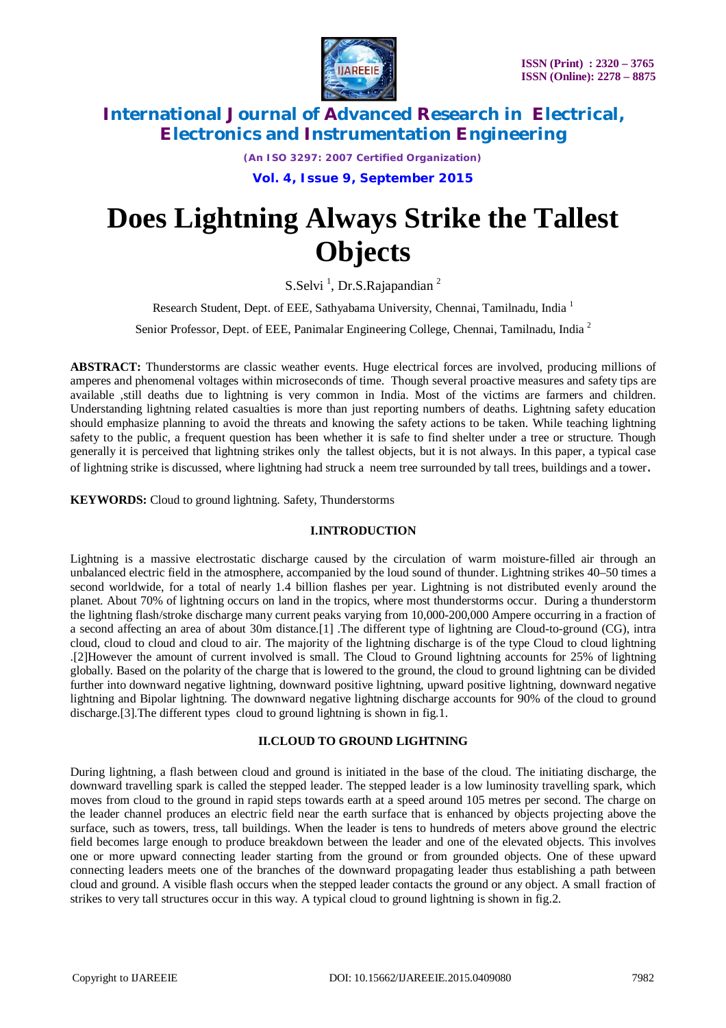# Does Lightning Always Strike the Tallest Objects

S.Selvi [1], Dr.S.Rajapandian [2]

Research Student, Dept. of EEE, Sathyabama University, Chennai, Tamilnadu, India [1]

Senior Professor, Dept. of EEE, Panimalar Engineering College, Chennai, Tamilnadu, India [2]

**ABSTRACT:** Thunderstorms are classic weather events. Huge electrical forces are involved, producing millions of amperes and phenomenal voltages within microseconds of time. Though several proactive measures and safety tips are available ,still deaths due to lightning is very common in India. Most of the victims are farmers and children. Understanding lightning related casualties is more than just reporting numbers of deaths. Lightning safety education should emphasize planning to avoid the threats and knowing the safety actions to be taken. While teaching lightning safety to the public, a frequent question has been whether it is safe to find shelter under a tree or structure. Though generally it is perceived that lightning strikes only the tallest objects, but it is not always. In this paper, a typical case of lightning strike is discussed, where lightning had struck a neem tree surrounded by tall trees, buildings and a tower.

**KEYWORDS:** Cloud to ground lightning. Safety, Thunderstorms

## I.INTRODUCTION

Lightning is a massive electrostatic discharge caused by the circulation of warm moisture-filled air through an unbalanced electric field in the atmosphere, accompanied by the loud sound of thunder. Lightning strikes 40–50 times a second worldwide, for a total of nearly 1.4 billion flashes per year. Lightning is not distributed evenly around the planet. About 70% of lightning occurs on land in the tropics, where most thunderstorms occur. During a thunderstorm the lightning flash/stroke discharge many current peaks varying from 10,000-200,000 Ampere occurring in a fraction of a second affecting an area of about 30m distance.[1] .The different type of lightning are Cloud-to-ground (CG), intra cloud, cloud to cloud and cloud to air. The majority of the lightning discharge is of the type Cloud to cloud lightning .[2]However the amount of current involved is small. The Cloud to Ground lightning accounts for 25% of lightning globally. Based on the polarity of the charge that is lowered to the ground, the cloud to ground lightning can be divided further into downward negative lightning, downward positive lightning, upward positive lightning, downward negative lightning and Bipolar lightning. The downward negative lightning discharge accounts for 90% of the cloud to ground discharge.[3].The different types cloud to ground lightning is shown in fig.1.

## II.CLOUD TO GROUND LIGHTNING

During lightning, a flash between cloud and ground is initiated in the base of the cloud. The initiating discharge, the downward travelling spark is called the stepped leader. The stepped leader is a low luminosity travelling spark, which moves from cloud to the ground in rapid steps towards earth at a speed around 105 metres per second. The charge on the leader channel produces an electric field near the earth surface that is enhanced by objects projecting above the surface, such as towers, tress, tall buildings. When the leader is tens to hundreds of meters above ground the electric field becomes large enough to produce breakdown between the leader and one of the elevated objects. This involves one or more upward connecting leader starting from the ground or from grounded objects. One of these upward connecting leaders meets one of the branches of the downward propagating leader thus establishing a path between cloud and ground. A visible flash occurs when the stepped leader contacts the ground or any object. A small fraction of strikes to very tall structures occur in this way. A typical cloud to ground lightning is shown in fig.2.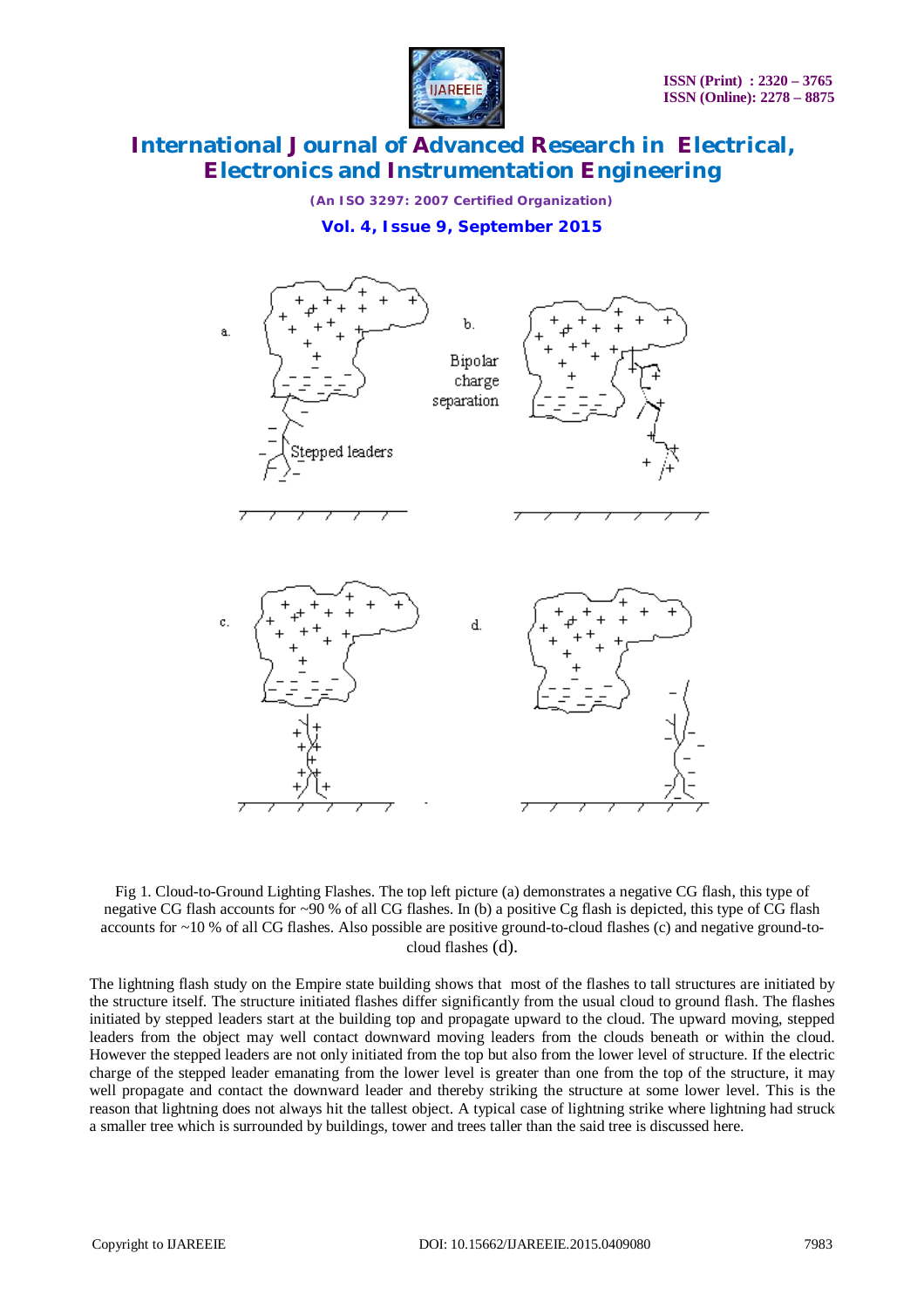Fig 1. Cloud-to-Ground Lighting Flashes. The top left picture (a) demonstrates a negative CG flash, this type of negative CG flash accounts for ~90 % of all CG flashes. In (b) a positive Cg flash is depicted, this type of CG flash accounts for ~10 % of all CG flashes. Also possible are positive ground-to-cloud flashes (c) and negative ground-to-cloud flashes (d).

The lightning flash study on the Empire state building shows that most of the flashes to tall structures are initiated by the structure itself. The structure initiated flashes differ significantly from the usual cloud to ground flash. The flashes initiated by stepped leaders start at the building top and propagate upward to the cloud. The upward moving, stepped leaders from the object may well contact downward moving leaders from the clouds beneath or within the cloud. However the stepped leaders are not only initiated from the top but also from the lower level of structure. If the electric charge of the stepped leader emanating from the lower level is greater than one from the top of the structure, it may well propagate and contact the downward leader and thereby striking the structure at some lower level. This is the reason that lightning does not always hit the tallest object. A typical case of lightning strike where lightning had struck a smaller tree which is surrounded by buildings, tower and trees taller than the said tree is discussed here.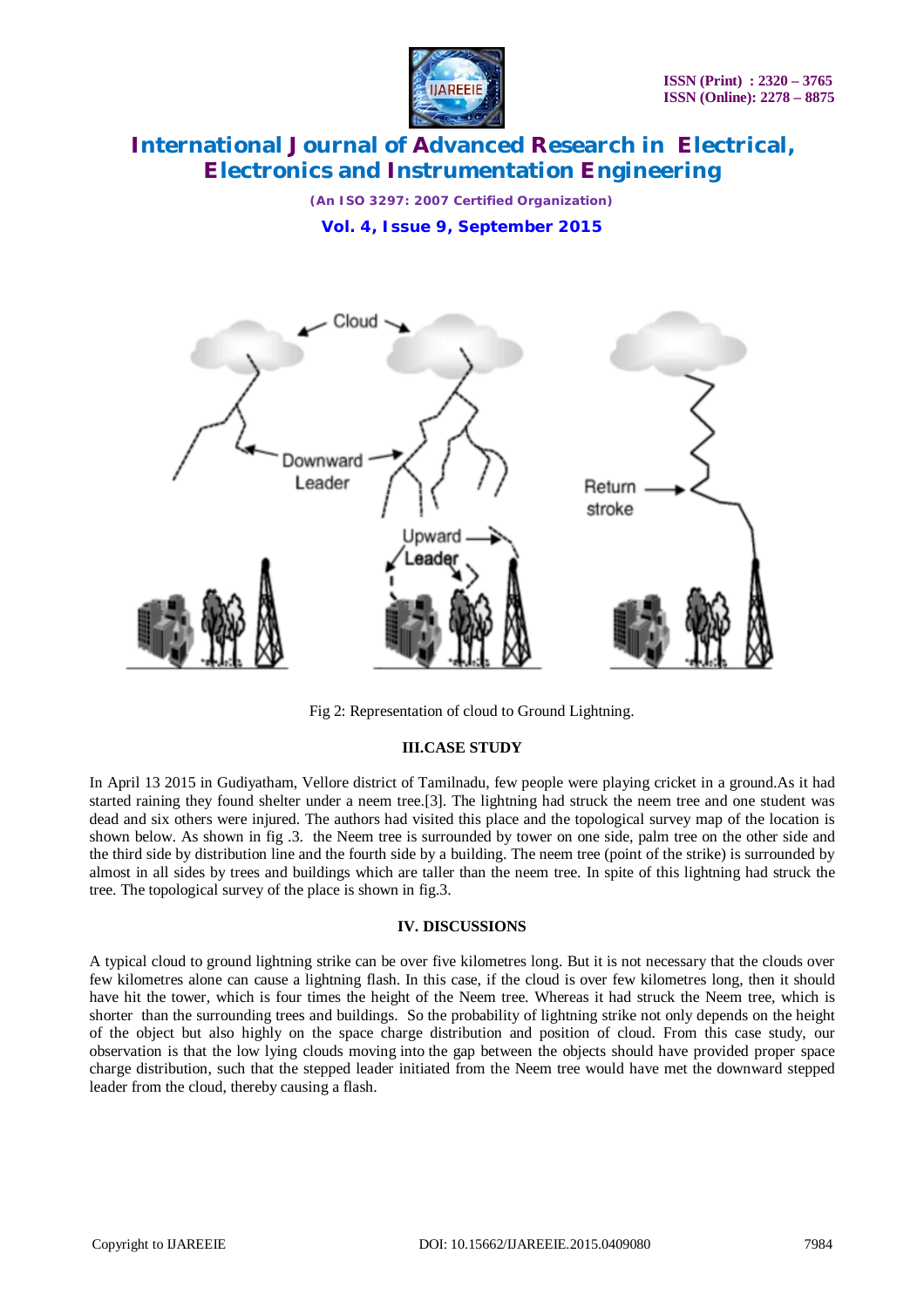Fig 2: Representation of cloud to Ground Lightning.

## III.CASE STUDY

In April 13 2015 in Gudiyatham, Vellore district of Tamilnadu, few people were playing cricket in a ground.As it had started raining they found shelter under a neem tree.[3]. The lightning had struck the neem tree and one student was dead and six others were injured. The authors had visited this place and the topological survey map of the location is shown below. As shown in fig .3. the Neem tree is surrounded by tower on one side, palm tree on the other side and the third side by distribution line and the fourth side by a building. The neem tree (point of the strike) is surrounded by almost in all sides by trees and buildings which are taller than the neem tree. In spite of this lightning had struck the tree. The topological survey of the place is shown in fig.3.

## IV. DISCUSSIONS

A typical cloud to ground lightning strike can be over five kilometres long. But it is not necessary that the clouds over few kilometres alone can cause a lightning flash. In this case, if the cloud is over few kilometres long, then it should have hit the tower, which is four times the height of the Neem tree. Whereas it had struck the Neem tree, which is shorter than the surrounding trees and buildings. So the probability of lightning strike not only depends on the height of the object but also highly on the space charge distribution and position of cloud. From this case study, our observation is that the low lying clouds moving into the gap between the objects should have provided proper space charge distribution, such that the stepped leader initiated from the Neem tree would have met the downward stepped leader from the cloud, thereby causing a flash.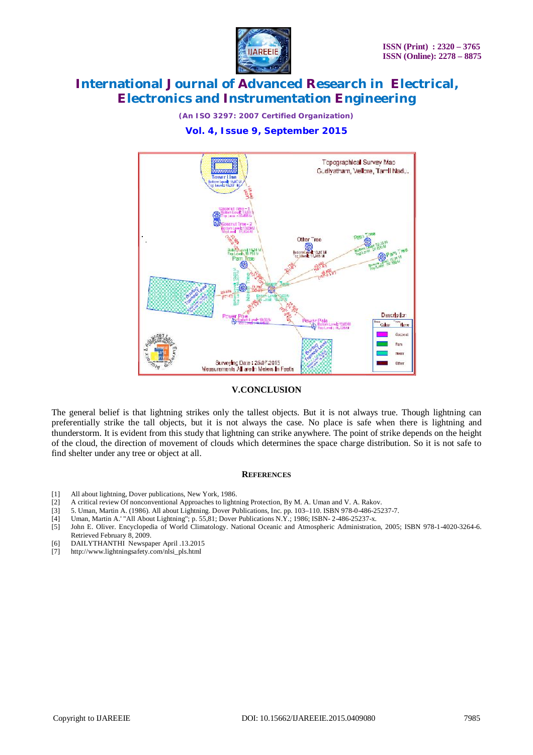Topographical Survey Map
Gudiyatham, Vellore, Tamil Nadu

Surveying Date : 25.07.2015
Measurements All are In Meters In Feets

## V.CONCLUSION

The general belief is that lightning strikes only the tallest objects. But it is not always true. Though lightning can preferentially strike the tall objects, but it is not always the case. No place is safe when there is lightning and thunderstorm. It is evident from this study that lightning can strike anywhere. The point of strike depends on the height of the cloud, the direction of movement of clouds which determines the space charge distribution. So it is not safe to find shelter under any tree or object at all.

## REFERENCES

[1] All about lightning, Dover publications, New York, 1986.
[2] A critical review Of nonconventional Approaches to lightning Protection, By M. A. Uman and V. A. Rakov.
[3] 5. Uman, Martin A. (1986). All about Lightning. Dover Publications, Inc. pp. 103–110. ISBN 978-0-486-25237-7.
[4] Uman, Martin A.' "All About Lightning"; p. 55,81; Dover Publications N.Y.; 1986; ISBN- 2-486-25237-x.
[5] John E. Oliver. Encyclopedia of World Climatology. National Oceanic and Atmospheric Administration, 2005; ISBN 978-1-4020-3264-6. Retrieved February 8, 2009.
[6] DAILYTHANTHI Newspaper April .13.2015
[7] http://www.lightningsafety.com/nlsi_pls.html